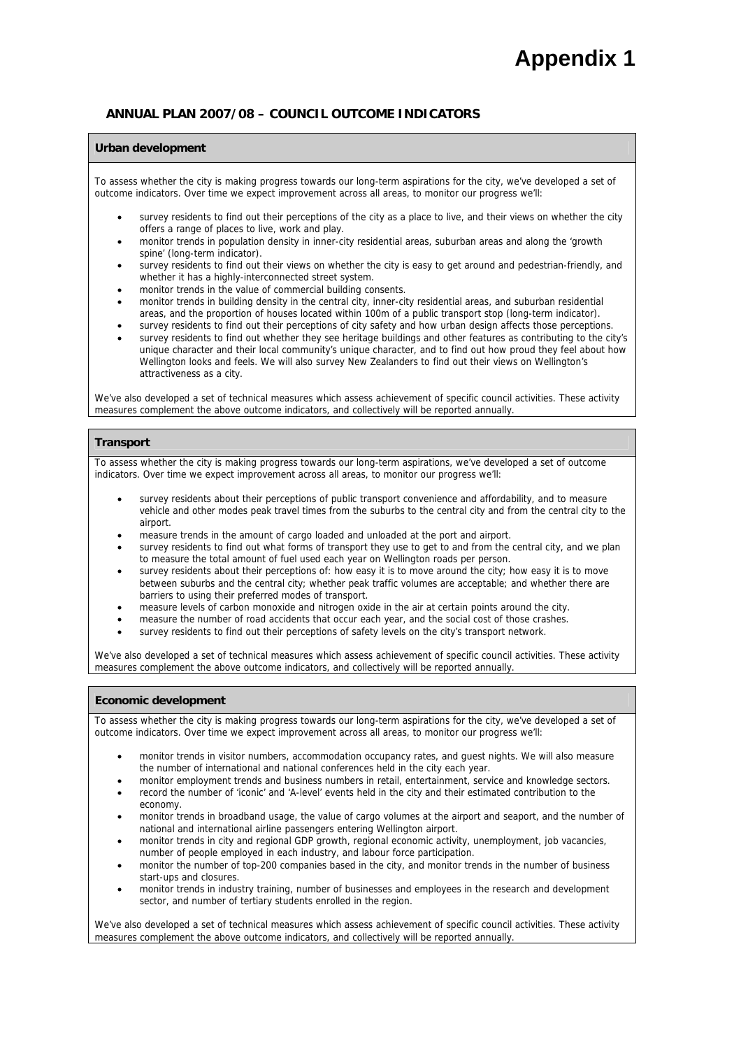# Appendix 1

## ANNUAL PLAN 2007/08 – COUNCIL OUTCOME INDICATORS

### Urban development

To assess whether the city is making progress towards our long-term aspirations for the city, we've developed a set of outcome indicators. Over time we expect improvement across all areas, to monitor our progress we'll:

- survey residents to find out their perceptions of the city as a place to live, and their views on whether the city offers a range of places to live, work and play.
- monitor trends in population density in inner-city residential areas, suburban areas and along the 'growth spine' (long-term indicator).
- survey residents to find out their views on whether the city is easy to get around and pedestrian-friendly, and whether it has a highly-interconnected street system.
- monitor trends in the value of commercial building consents.
- monitor trends in building density in the central city, inner-city residential areas, and suburban residential areas, and the proportion of houses located within 100m of a public transport stop (long-term indicator).
- survey residents to find out their perceptions of city safety and how urban design affects those perceptions.
- survey residents to find out whether they see heritage buildings and other features as contributing to the city's unique character and their local community's unique character, and to find out how proud they feel about how Wellington looks and feels. We will also survey New Zealanders to find out their views on Wellington's attractiveness as a city.

We've also developed a set of technical measures which assess achievement of specific council activities. These activity measures complement the above outcome indicators, and collectively will be reported annually.

### Transport

To assess whether the city is making progress towards our long-term aspirations, we've developed a set of outcome indicators. Over time we expect improvement across all areas, to monitor our progress we'll:

- survey residents about their perceptions of public transport convenience and affordability, and to measure vehicle and other modes peak travel times from the suburbs to the central city and from the central city to the airport.
- measure trends in the amount of cargo loaded and unloaded at the port and airport.
- survey residents to find out what forms of transport they use to get to and from the central city, and we plan to measure the total amount of fuel used each year on Wellington roads per person.
- survey residents about their perceptions of: how easy it is to move around the city; how easy it is to move between suburbs and the central city; whether peak traffic volumes are acceptable; and whether there are barriers to using their preferred modes of transport.
- measure levels of carbon monoxide and nitrogen oxide in the air at certain points around the city.
- measure the number of road accidents that occur each year, and the social cost of those crashes.
- survey residents to find out their perceptions of safety levels on the city's transport network.

We've also developed a set of technical measures which assess achievement of specific council activities. These activity measures complement the above outcome indicators, and collectively will be reported annually.

### Economic development

To assess whether the city is making progress towards our long-term aspirations for the city, we've developed a set of outcome indicators. Over time we expect improvement across all areas, to monitor our progress we'll:

- monitor trends in visitor numbers, accommodation occupancy rates, and guest nights. We will also measure the number of international and national conferences held in the city each year.
- monitor employment trends and business numbers in retail, entertainment, service and knowledge sectors.
- record the number of 'iconic' and 'A-level' events held in the city and their estimated contribution to the economy.
- monitor trends in broadband usage, the value of cargo volumes at the airport and seaport, and the number of national and international airline passengers entering Wellington airport.
- monitor trends in city and regional GDP growth, regional economic activity, unemployment, job vacancies, number of people employed in each industry, and labour force participation.
- monitor the number of top-200 companies based in the city, and monitor trends in the number of business start-ups and closures.
- monitor trends in industry training, number of businesses and employees in the research and development sector, and number of tertiary students enrolled in the region.

We've also developed a set of technical measures which assess achievement of specific council activities. These activity measures complement the above outcome indicators, and collectively will be reported annually.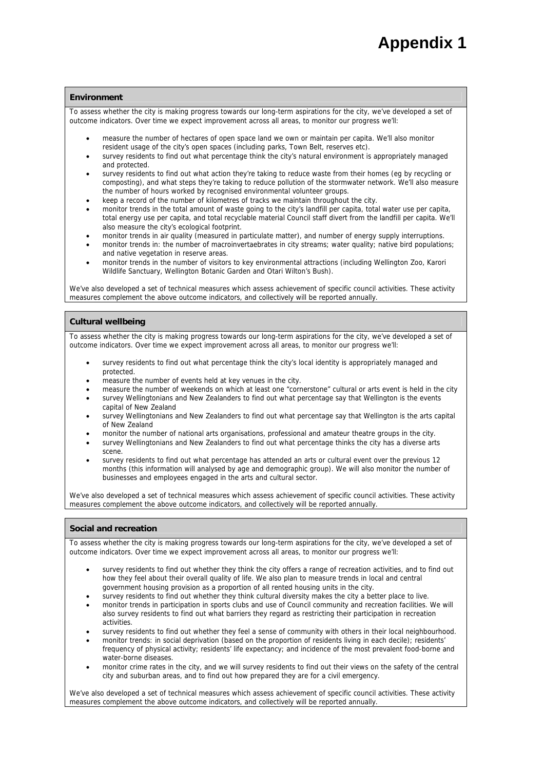# Appendix 1

## Environment

To assess whether the city is making progress towards our long-term aspirations for the city, we've developed a set of outcome indicators. Over time we expect improvement across all areas, to monitor our progress we'll:

- measure the number of hectares of open space land we own or maintain per capita. We'll also monitor resident usage of the city's open spaces (including parks, Town Belt, reserves etc).
- survey residents to find out what percentage think the city's natural environment is appropriately managed and protected.
- survey residents to find out what action they're taking to reduce waste from their homes (eg by recycling or composting), and what steps they're taking to reduce pollution of the stormwater network. We'll also measure the number of hours worked by recognised environmental volunteer groups.
- keep a record of the number of kilometres of tracks we maintain throughout the city.
- monitor trends in the total amount of waste going to the city's landfill per capita, total water use per capita, total energy use per capita, and total recyclable material Council staff divert from the landfill per capita. We'll also measure the city's ecological footprint.
- monitor trends in air quality (measured in particulate matter), and number of energy supply interruptions.
- monitor trends in: the number of macroinvertaebrates in city streams; water quality; native bird populations; and native vegetation in reserve areas.
- monitor trends in the number of visitors to key environmental attractions (including Wellington Zoo, Karori Wildlife Sanctuary, Wellington Botanic Garden and Otari Wilton's Bush).

We've also developed a set of technical measures which assess achievement of specific council activities. These activity measures complement the above outcome indicators, and collectively will be reported annually.

## Cultural wellbeing

To assess whether the city is making progress towards our long-term aspirations for the city, we've developed a set of outcome indicators. Over time we expect improvement across all areas, to monitor our progress we'll:

- survey residents to find out what percentage think the city's local identity is appropriately managed and protected.
- measure the number of events held at key venues in the city.
- measure the number of weekends on which at least one "cornerstone" cultural or arts event is held in the city
- survey Wellingtonians and New Zealanders to find out what percentage say that Wellington is the events capital of New Zealand
- survey Wellingtonians and New Zealanders to find out what percentage say that Wellington is the arts capital of New Zealand
- monitor the number of national arts organisations, professional and amateur theatre groups in the city.
- survey Wellingtonians and New Zealanders to find out what percentage thinks the city has a diverse arts scene.
- survey residents to find out what percentage has attended an arts or cultural event over the previous 12 months (this information will analysed by age and demographic group). We will also monitor the number of businesses and employees engaged in the arts and cultural sector.

We've also developed a set of technical measures which assess achievement of specific council activities. These activity measures complement the above outcome indicators, and collectively will be reported annually.

## Social and recreation

To assess whether the city is making progress towards our long-term aspirations for the city, we've developed a set of outcome indicators. Over time we expect improvement across all areas, to monitor our progress we'll:

- survey residents to find out whether they think the city offers a range of recreation activities, and to find out how they feel about their overall quality of life. We also plan to measure trends in local and central government housing provision as a proportion of all rented housing units in the city.
- survey residents to find out whether they think cultural diversity makes the city a better place to live.
- monitor trends in participation in sports clubs and use of Council community and recreation facilities. We will also survey residents to find out what barriers they regard as restricting their participation in recreation activities.
- survey residents to find out whether they feel a sense of community with others in their local neighbourhood.
- monitor trends: in social deprivation (based on the proportion of residents living in each decile); residents' frequency of physical activity; residents' life expectancy; and incidence of the most prevalent food-borne and water-borne diseases.
- monitor crime rates in the city, and we will survey residents to find out their views on the safety of the central city and suburban areas, and to find out how prepared they are for a civil emergency.

We've also developed a set of technical measures which assess achievement of specific council activities. These activity measures complement the above outcome indicators, and collectively will be reported annually.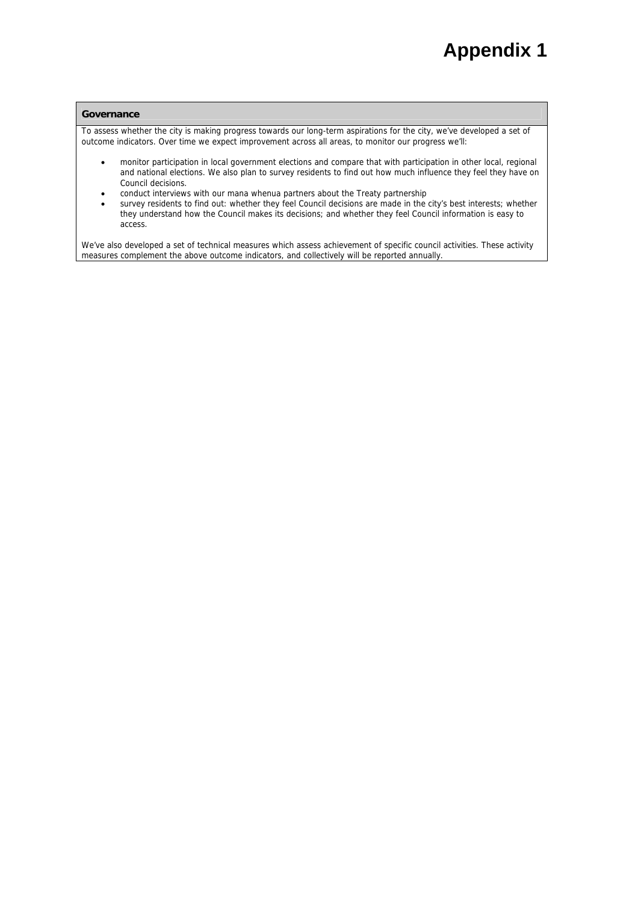# Appendix 1

## Governance

To assess whether the city is making progress towards our long-term aspirations for the city, we've developed a set of outcome indicators. Over time we expect improvement across all areas, to monitor our progress we'll:

- monitor participation in local government elections and compare that with participation in other local, regional and national elections. We also plan to survey residents to find out how much influence they feel they have on Council decisions.
- conduct interviews with our mana whenua partners about the Treaty partnership
- survey residents to find out: whether they feel Council decisions are made in the city's best interests; whether they understand how the Council makes its decisions; and whether they feel Council information is easy to access.

We've also developed a set of technical measures which assess achievement of specific council activities. These activity measures complement the above outcome indicators, and collectively will be reported annually.